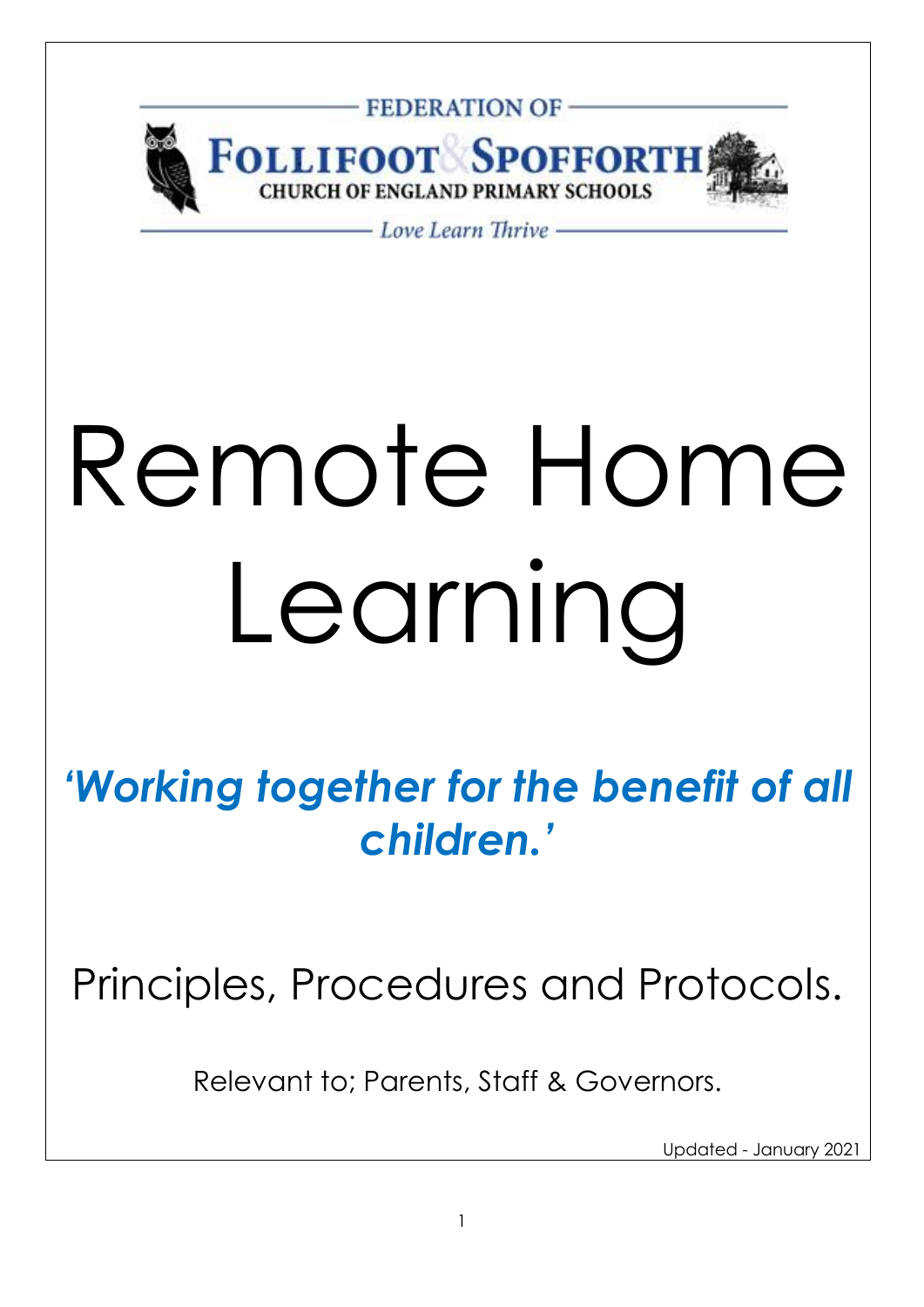FEDERATION OF

FOLLIFOOT & SPOFFORTH

CHURCH OF ENGLAND PRIMARY SCHOOLS

*Love Learn Thrive*

# Remote Home Learning

***'Working together for the benefit of all children.'***

## Principles, Procedures and Protocols.

Relevant to; Parents, Staff & Governors.

Updated - January 2021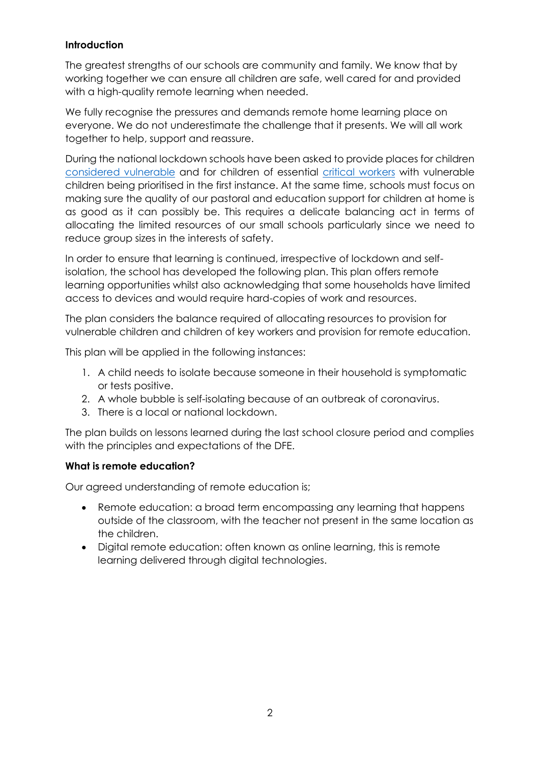**Introduction**

The greatest strengths of our schools are community and family. We know that by working together we can ensure all children are safe, well cared for and provided with a high-quality remote learning when needed.

We fully recognise the pressures and demands remote home learning place on everyone. We do not underestimate the challenge that it presents. We will all work together to help, support and reassure.

During the national lockdown schools have been asked to provide places for children considered vulnerable and for children of essential critical workers with vulnerable children being prioritised in the first instance. At the same time, schools must focus on making sure the quality of our pastoral and education support for children at home is as good as it can possibly be. This requires a delicate balancing act in terms of allocating the limited resources of our small schools particularly since we need to reduce group sizes in the interests of safety.

In order to ensure that learning is continued, irrespective of lockdown and self-isolation, the school has developed the following plan. This plan offers remote learning opportunities whilst also acknowledging that some households have limited access to devices and would require hard-copies of work and resources.

The plan considers the balance required of allocating resources to provision for vulnerable children and children of key workers and provision for remote education.

This plan will be applied in the following instances:

1. A child needs to isolate because someone in their household is symptomatic or tests positive.
2. A whole bubble is self-isolating because of an outbreak of coronavirus.
3. There is a local or national lockdown.

The plan builds on lessons learned during the last school closure period and complies with the principles and expectations of the DFE.

**What is remote education?**

Our agreed understanding of remote education is;

- Remote education: a broad term encompassing any learning that happens outside of the classroom, with the teacher not present in the same location as the children.
- Digital remote education: often known as online learning, this is remote learning delivered through digital technologies.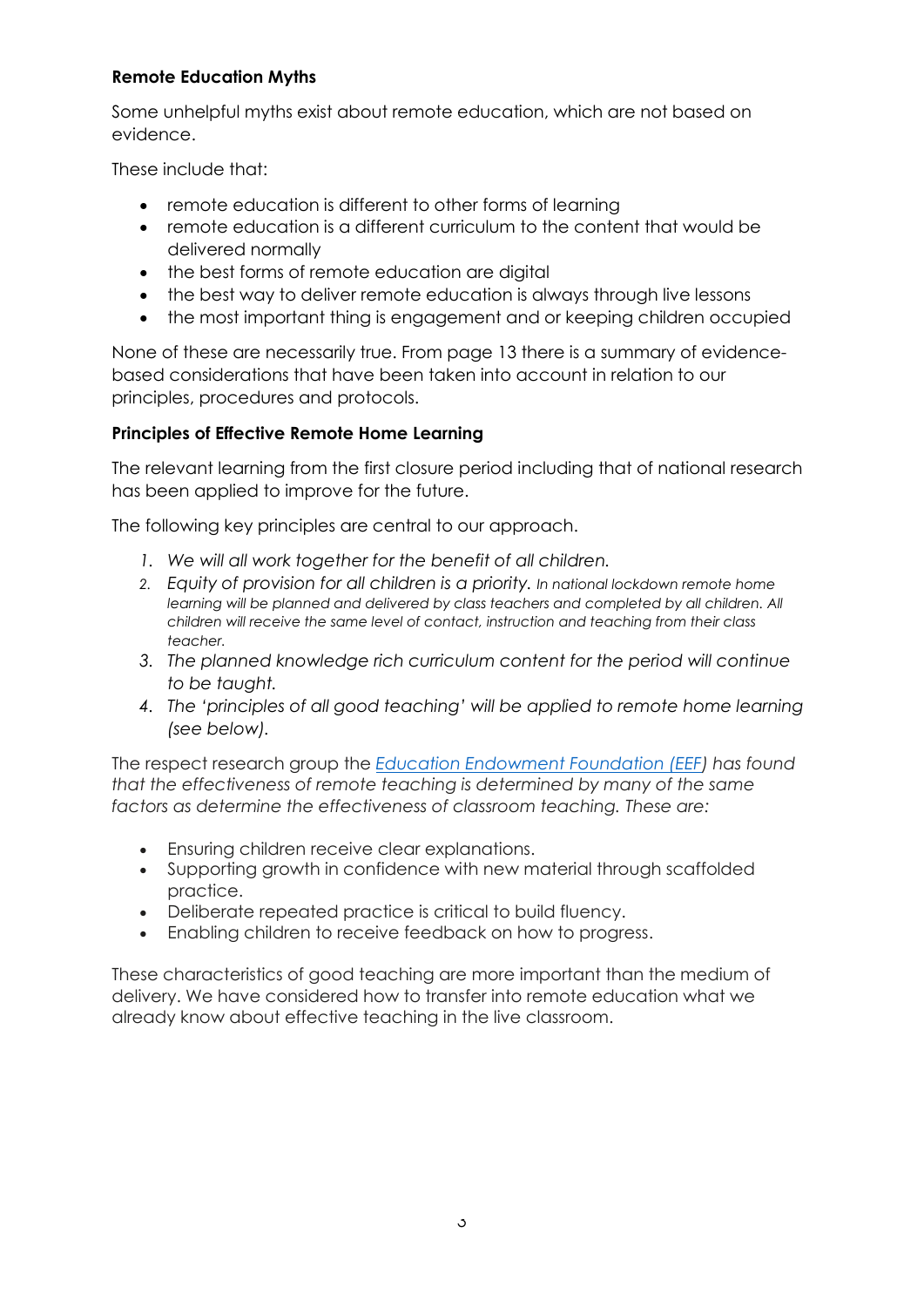**Remote Education Myths**

Some unhelpful myths exist about remote education, which are not based on evidence.

These include that:

- remote education is different to other forms of learning
- remote education is a different curriculum to the content that would be delivered normally
- the best forms of remote education are digital
- the best way to deliver remote education is always through live lessons
- the most important thing is engagement and or keeping children occupied

None of these are necessarily true. From page 13 there is a summary of evidence-based considerations that have been taken into account in relation to our principles, procedures and protocols.

**Principles of Effective Remote Home Learning**

The relevant learning from the first closure period including that of national research has been applied to improve for the future.

The following key principles are central to our approach.

1. *We will all work together for the benefit of all children.*
2. *Equity of provision for all children is a priority. In national lockdown remote home learning will be planned and delivered by class teachers and completed by all children. All children will receive the same level of contact, instruction and teaching from their class teacher.*
3. *The planned knowledge rich curriculum content for the period will continue to be taught.*
4. *The 'principles of all good teaching' will be applied to remote home learning (see below).*

The respect research group the [*Education Endowment Foundation (EEF)*]() *has found that the effectiveness of remote teaching is determined by many of the same factors as determine the effectiveness of classroom teaching. These are:*

- Ensuring children receive clear explanations.
- Supporting growth in confidence with new material through scaffolded practice.
- Deliberate repeated practice is critical to build fluency.
- Enabling children to receive feedback on how to progress.

These characteristics of good teaching are more important than the medium of delivery. We have considered how to transfer into remote education what we already know about effective teaching in the live classroom.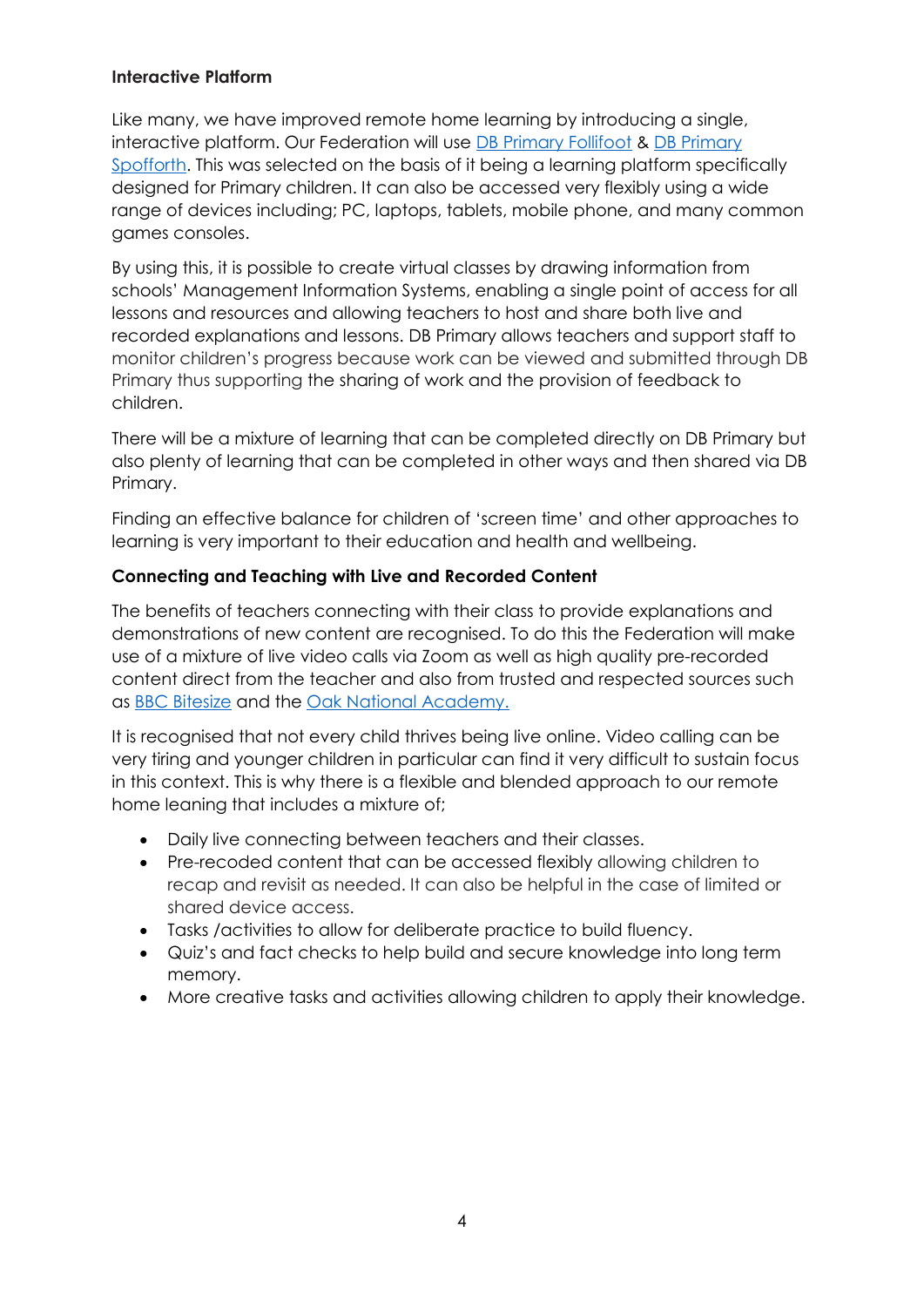**Interactive Platform**

Like many, we have improved remote home learning by introducing a single, interactive platform. Our Federation will use DB Primary Follifoot & DB Primary Spofforth. This was selected on the basis of it being a learning platform specifically designed for Primary children. It can also be accessed very flexibly using a wide range of devices including; PC, laptops, tablets, mobile phone, and many common games consoles.

By using this, it is possible to create virtual classes by drawing information from schools' Management Information Systems, enabling a single point of access for all lessons and resources and allowing teachers to host and share both live and recorded explanations and lessons. DB Primary allows teachers and support staff to monitor children's progress because work can be viewed and submitted through DB Primary thus supporting the sharing of work and the provision of feedback to children.

There will be a mixture of learning that can be completed directly on DB Primary but also plenty of learning that can be completed in other ways and then shared via DB Primary.

Finding an effective balance for children of 'screen time' and other approaches to learning is very important to their education and health and wellbeing.

**Connecting and Teaching with Live and Recorded Content**

The benefits of teachers connecting with their class to provide explanations and demonstrations of new content are recognised. To do this the Federation will make use of a mixture of live video calls via Zoom as well as high quality pre-recorded content direct from the teacher and also from trusted and respected sources such as BBC Bitesize and the Oak National Academy.

It is recognised that not every child thrives being live online. Video calling can be very tiring and younger children in particular can find it very difficult to sustain focus in this context. This is why there is a flexible and blended approach to our remote home leaning that includes a mixture of;

- Daily live connecting between teachers and their classes.
- Pre-recoded content that can be accessed flexibly allowing children to recap and revisit as needed. It can also be helpful in the case of limited or shared device access.
- Tasks /activities to allow for deliberate practice to build fluency.
- Quiz's and fact checks to help build and secure knowledge into long term memory.
- More creative tasks and activities allowing children to apply their knowledge.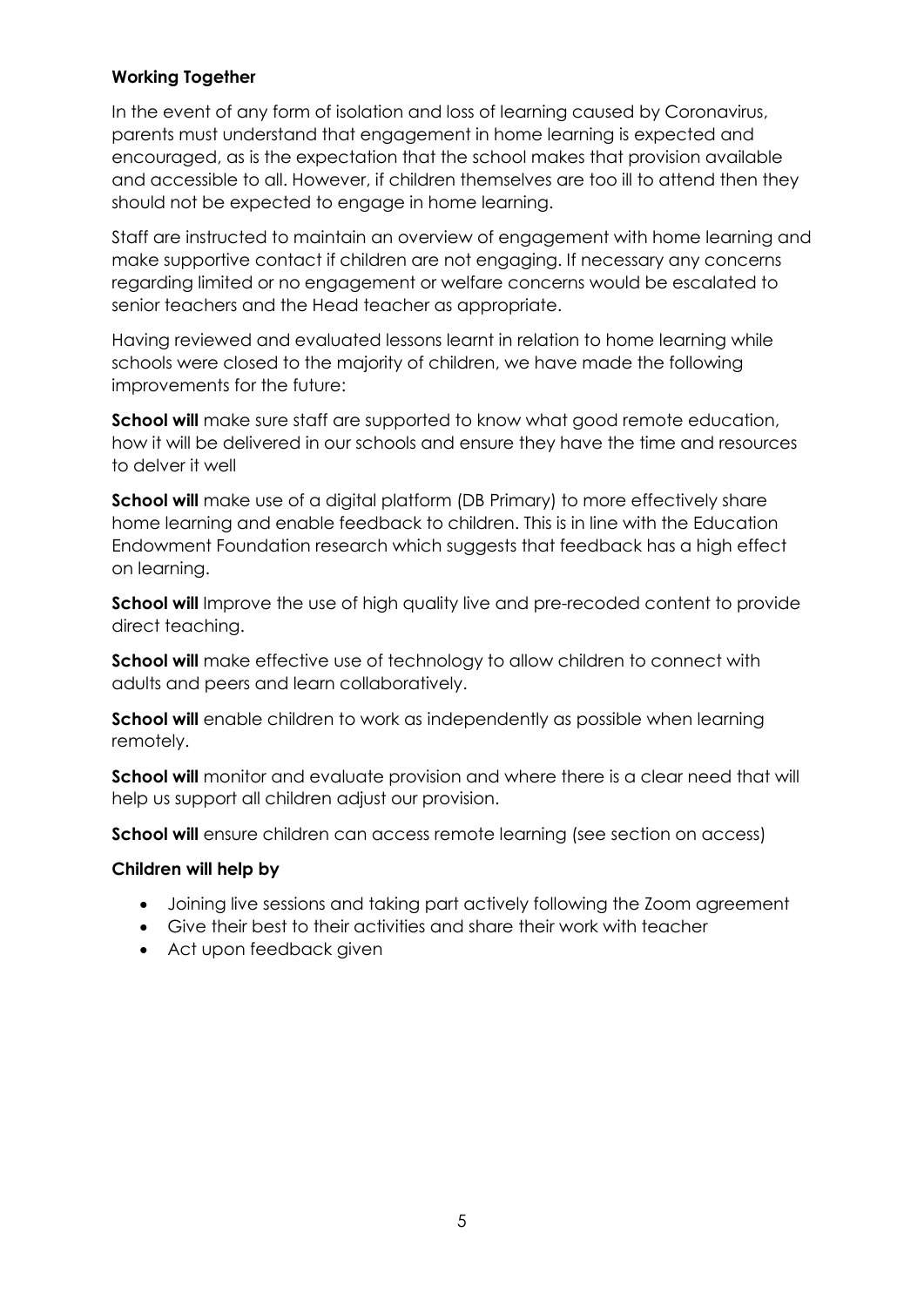**Working Together**

In the event of any form of isolation and loss of learning caused by Coronavirus, parents must understand that engagement in home learning is expected and encouraged, as is the expectation that the school makes that provision available and accessible to all. However, if children themselves are too ill to attend then they should not be expected to engage in home learning.

Staff are instructed to maintain an overview of engagement with home learning and make supportive contact if children are not engaging. If necessary any concerns regarding limited or no engagement or welfare concerns would be escalated to senior teachers and the Head teacher as appropriate.

Having reviewed and evaluated lessons learnt in relation to home learning while schools were closed to the majority of children, we have made the following improvements for the future:

**School will** make sure staff are supported to know what good remote education, how it will be delivered in our schools and ensure they have the time and resources to delver it well

**School will** make use of a digital platform (DB Primary) to more effectively share home learning and enable feedback to children. This is in line with the Education Endowment Foundation research which suggests that feedback has a high effect on learning.

**School will** Improve the use of high quality live and pre-recoded content to provide direct teaching.

**School will** make effective use of technology to allow children to connect with adults and peers and learn collaboratively.

**School will** enable children to work as independently as possible when learning remotely.

**School will** monitor and evaluate provision and where there is a clear need that will help us support all children adjust our provision.

**School will** ensure children can access remote learning (see section on access)

**Children will help by**

- Joining live sessions and taking part actively following the Zoom agreement
- Give their best to their activities and share their work with teacher
- Act upon feedback given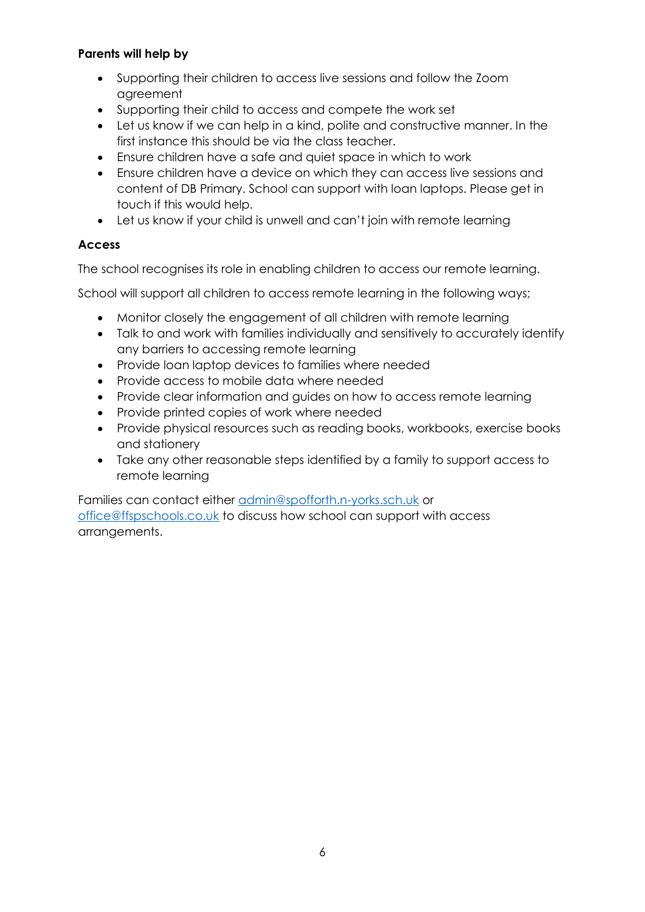**Parents will help by**

- Supporting their children to access live sessions and follow the Zoom agreement
- Supporting their child to access and compete the work set
- Let us know if we can help in a kind, polite and constructive manner. In the first instance this should be via the class teacher.
- Ensure children have a safe and quiet space in which to work
- Ensure children have a device on which they can access live sessions and content of DB Primary. School can support with loan laptops. Please get in touch if this would help.
- Let us know if your child is unwell and can't join with remote learning

**Access**

The school recognises its role in enabling children to access our remote learning.

School will support all children to access remote learning in the following ways;

- Monitor closely the engagement of all children with remote learning
- Talk to and work with families individually and sensitively to accurately identify any barriers to accessing remote learning
- Provide loan laptop devices to families where needed
- Provide access to mobile data where needed
- Provide clear information and guides on how to access remote learning
- Provide printed copies of work where needed
- Provide physical resources such as reading books, workbooks, exercise books and stationery
- Take any other reasonable steps identified by a family to support access to remote learning

Families can contact either admin@spofforth.n-yorks.sch.uk or office@ffspschools.co.uk to discuss how school can support with access arrangements.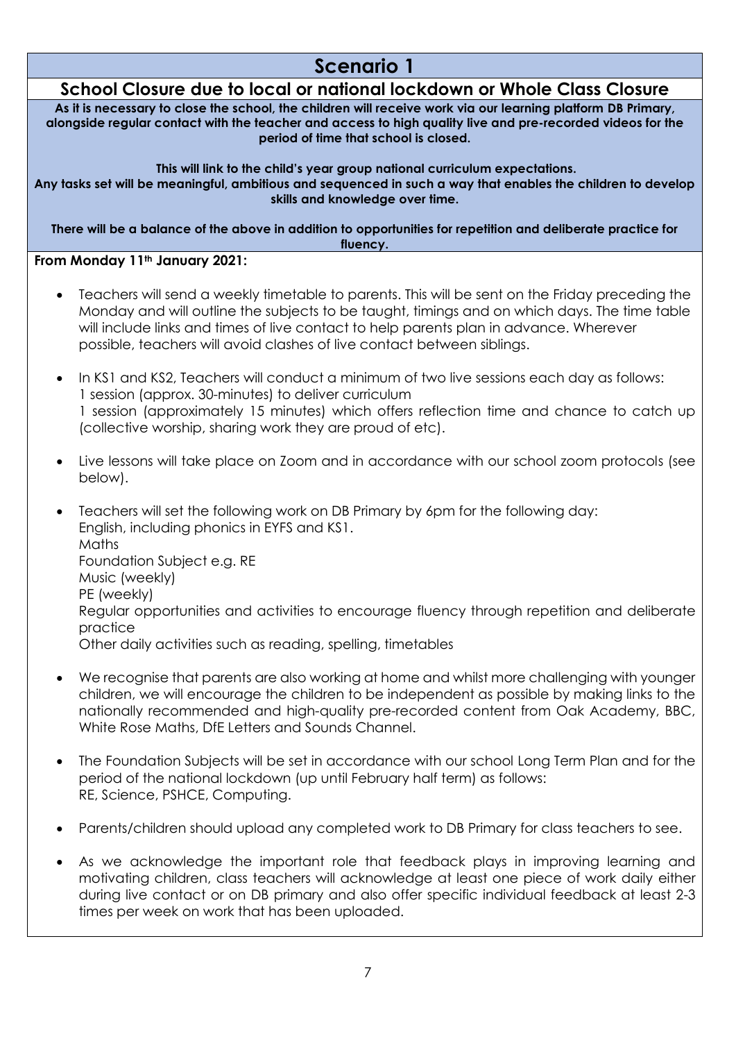# Scenario 1

## School Closure due to local or national lockdown or Whole Class Closure

**As it is necessary to close the school, the children will receive work via our learning platform DB Primary, alongside regular contact with the teacher and access to high quality live and pre-recorded videos for the period of time that school is closed.**

**This will link to the child's year group national curriculum expectations.**
**Any tasks set will be meaningful, ambitious and sequenced in such a way that enables the children to develop skills and knowledge over time.**

**There will be a balance of the above in addition to opportunities for repetition and deliberate practice for fluency.**

**From Monday 11th January 2021:**

- Teachers will send a weekly timetable to parents. This will be sent on the Friday preceding the Monday and will outline the subjects to be taught, timings and on which days. The time table will include links and times of live contact to help parents plan in advance. Wherever possible, teachers will avoid clashes of live contact between siblings.

- In KS1 and KS2, Teachers will conduct a minimum of two live sessions each day as follows:
  1 session (approx. 30-minutes) to deliver curriculum
  1 session (approximately 15 minutes) which offers reflection time and chance to catch up (collective worship, sharing work they are proud of etc).

- Live lessons will take place on Zoom and in accordance with our school zoom protocols (see below).

- Teachers will set the following work on DB Primary by 6pm for the following day:
  English, including phonics in EYFS and KS1.
  Maths
  Foundation Subject e.g. RE
  Music (weekly)
  PE (weekly)
  Regular opportunities and activities to encourage fluency through repetition and deliberate practice
  Other daily activities such as reading, spelling, timetables

- We recognise that parents are also working at home and whilst more challenging with younger children, we will encourage the children to be independent as possible by making links to the nationally recommended and high-quality pre-recorded content from Oak Academy, BBC, White Rose Maths, DfE Letters and Sounds Channel.

- The Foundation Subjects will be set in accordance with our school Long Term Plan and for the period of the national lockdown (up until February half term) as follows:
  RE, Science, PSHCE, Computing.

- Parents/children should upload any completed work to DB Primary for class teachers to see.

- As we acknowledge the important role that feedback plays in improving learning and motivating children, class teachers will acknowledge at least one piece of work daily either during live contact or on DB primary and also offer specific individual feedback at least 2-3 times per week on work that has been uploaded.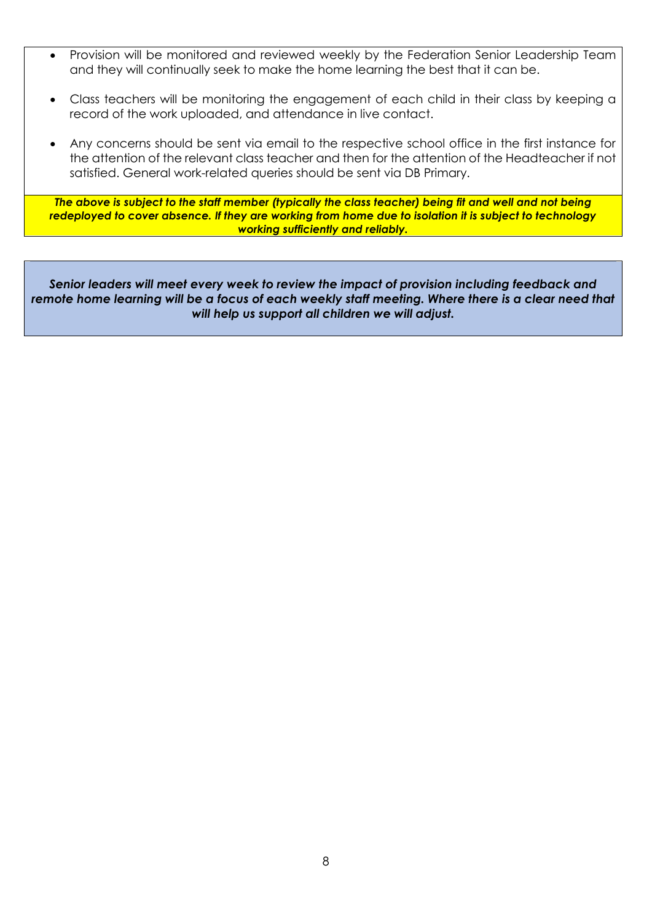- Provision will be monitored and reviewed weekly by the Federation Senior Leadership Team and they will continually seek to make the home learning the best that it can be.
- Class teachers will be monitoring the engagement of each child in their class by keeping a record of the work uploaded, and attendance in live contact.
- Any concerns should be sent via email to the respective school office in the first instance for the attention of the relevant class teacher and then for the attention of the Headteacher if not satisfied. General work-related queries should be sent via DB Primary.

***The above is subject to the staff member (typically the class teacher) being fit and well and not being redeployed to cover absence. If they are working from home due to isolation it is subject to technology working sufficiently and reliably.***

***Senior leaders will meet every week to review the impact of provision including feedback and remote home learning will be a focus of each weekly staff meeting. Where there is a clear need that will help us support all children we will adjust.***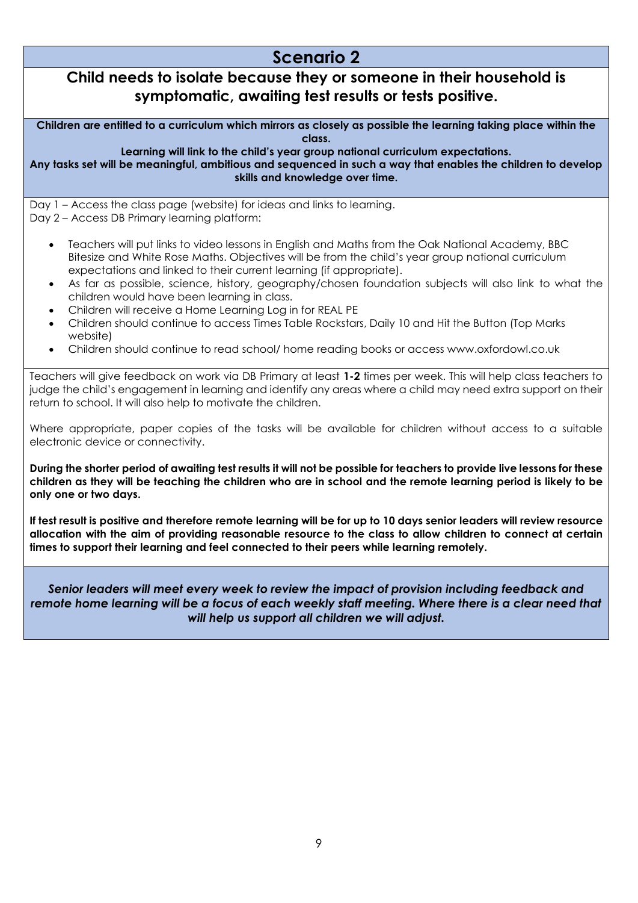# Scenario 2

## Child needs to isolate because they or someone in their household is symptomatic, awaiting test results or tests positive.

**Children are entitled to a curriculum which mirrors as closely as possible the learning taking place within the class.**

**Learning will link to the child's year group national curriculum expectations.**

**Any tasks set will be meaningful, ambitious and sequenced in such a way that enables the children to develop skills and knowledge over time.**

Day 1 – Access the class page (website) for ideas and links to learning.
Day 2 – Access DB Primary learning platform:

- Teachers will put links to video lessons in English and Maths from the Oak National Academy, BBC Bitesize and White Rose Maths. Objectives will be from the child's year group national curriculum expectations and linked to their current learning (if appropriate).
- As far as possible, science, history, geography/chosen foundation subjects will also link to what the children would have been learning in class.
- Children will receive a Home Learning Log in for REAL PE
- Children should continue to access Times Table Rockstars, Daily 10 and Hit the Button (Top Marks website)
- Children should continue to read school/ home reading books or access www.oxfordowl.co.uk

Teachers will give feedback on work via DB Primary at least **1-2** times per week. This will help class teachers to judge the child's engagement in learning and identify any areas where a child may need extra support on their return to school. It will also help to motivate the children.

Where appropriate, paper copies of the tasks will be available for children without access to a suitable electronic device or connectivity.

**During the shorter period of awaiting test results it will not be possible for teachers to provide live lessons for these children as they will be teaching the children who are in school and the remote learning period is likely to be only one or two days.**

**If test result is positive and therefore remote learning will be for up to 10 days senior leaders will review resource allocation with the aim of providing reasonable resource to the class to allow children to connect at certain times to support their learning and feel connected to their peers while learning remotely.**

***Senior leaders will meet every week to review the impact of provision including feedback and remote home learning will be a focus of each weekly staff meeting. Where there is a clear need that will help us support all children we will adjust.***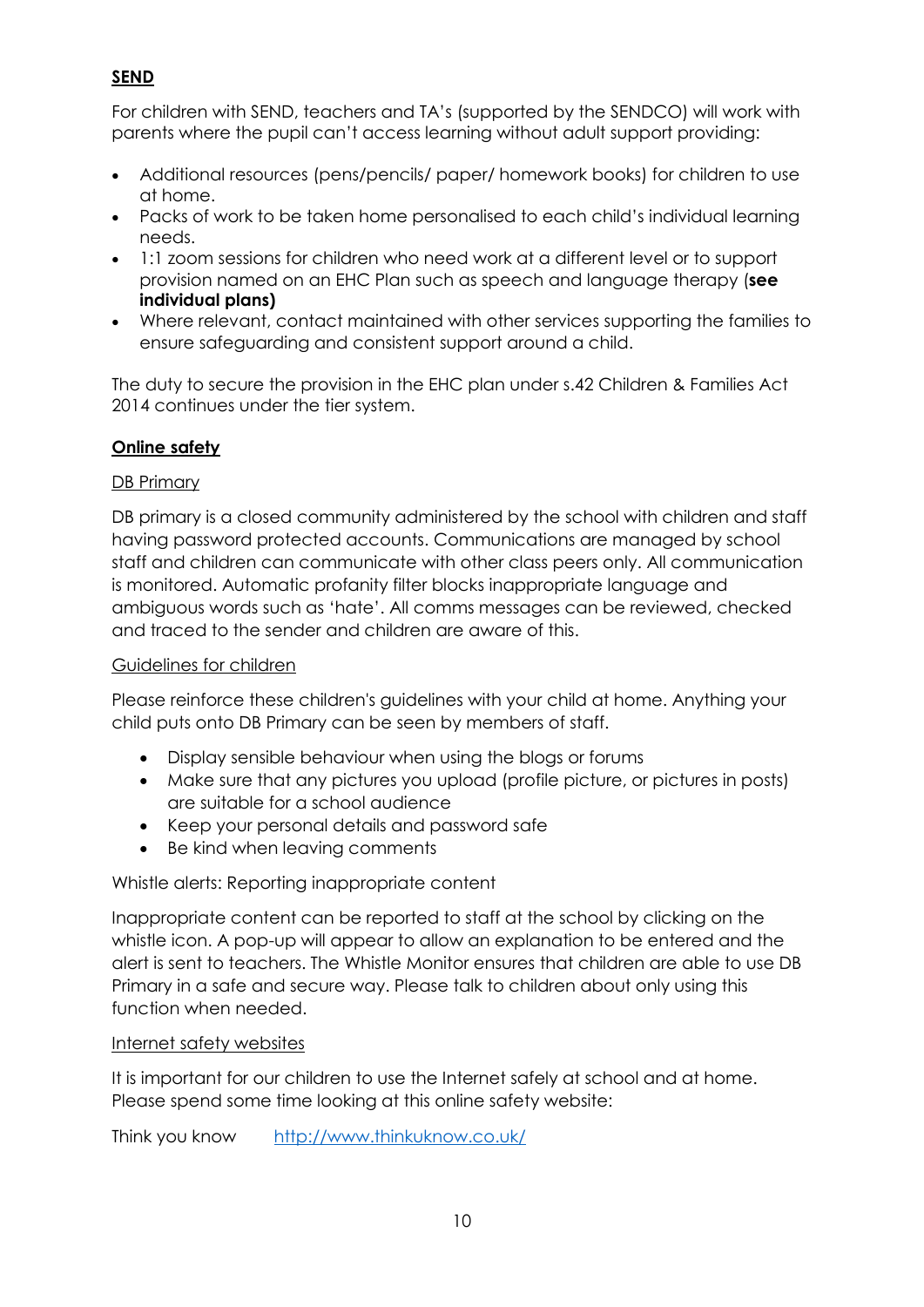## SEND

For children with SEND, teachers and TA's (supported by the SENDCO) will work with parents where the pupil can't access learning without adult support providing:

- Additional resources (pens/pencils/ paper/ homework books) for children to use at home.
- Packs of work to be taken home personalised to each child's individual learning needs.
- 1:1 zoom sessions for children who need work at a different level or to support provision named on an EHC Plan such as speech and language therapy (**see individual plans)**
- Where relevant, contact maintained with other services supporting the families to ensure safeguarding and consistent support around a child.

The duty to secure the provision in the EHC plan under s.42 Children & Families Act 2014 continues under the tier system.

## Online safety

### DB Primary

DB primary is a closed community administered by the school with children and staff having password protected accounts. Communications are managed by school staff and children can communicate with other class peers only. All communication is monitored. Automatic profanity filter blocks inappropriate language and ambiguous words such as 'hate'. All comms messages can be reviewed, checked and traced to the sender and children are aware of this.

### Guidelines for children

Please reinforce these children's guidelines with your child at home. Anything your child puts onto DB Primary can be seen by members of staff.

- Display sensible behaviour when using the blogs or forums
- Make sure that any pictures you upload (profile picture, or pictures in posts) are suitable for a school audience
- Keep your personal details and password safe
- Be kind when leaving comments

Whistle alerts: Reporting inappropriate content

Inappropriate content can be reported to staff at the school by clicking on the whistle icon. A pop-up will appear to allow an explanation to be entered and the alert is sent to teachers. The Whistle Monitor ensures that children are able to use DB Primary in a safe and secure way. Please talk to children about only using this function when needed.

### Internet safety websites

It is important for our children to use the Internet safely at school and at home. Please spend some time looking at this online safety website:

Think you know [http://www.thinkuknow.co.uk/](http://www.thinkuknow.co.uk/)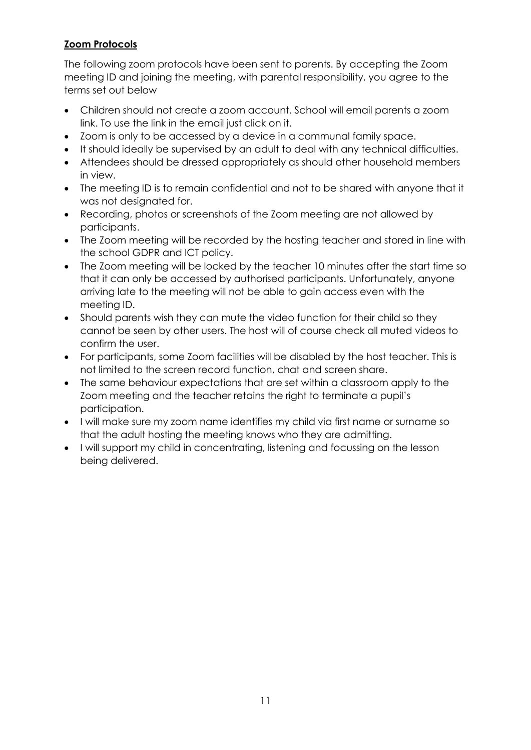**Zoom Protocols**

The following zoom protocols have been sent to parents. By accepting the Zoom meeting ID and joining the meeting, with parental responsibility, you agree to the terms set out below

- Children should not create a zoom account. School will email parents a zoom link. To use the link in the email just click on it.
- Zoom is only to be accessed by a device in a communal family space.
- It should ideally be supervised by an adult to deal with any technical difficulties.
- Attendees should be dressed appropriately as should other household members in view.
- The meeting ID is to remain confidential and not to be shared with anyone that it was not designated for.
- Recording, photos or screenshots of the Zoom meeting are not allowed by participants.
- The Zoom meeting will be recorded by the hosting teacher and stored in line with the school GDPR and ICT policy.
- The Zoom meeting will be locked by the teacher 10 minutes after the start time so that it can only be accessed by authorised participants. Unfortunately, anyone arriving late to the meeting will not be able to gain access even with the meeting ID.
- Should parents wish they can mute the video function for their child so they cannot be seen by other users. The host will of course check all muted videos to confirm the user.
- For participants, some Zoom facilities will be disabled by the host teacher. This is not limited to the screen record function, chat and screen share.
- The same behaviour expectations that are set within a classroom apply to the Zoom meeting and the teacher retains the right to terminate a pupil's participation.
- I will make sure my zoom name identifies my child via first name or surname so that the adult hosting the meeting knows who they are admitting.
- I will support my child in concentrating, listening and focussing on the lesson being delivered.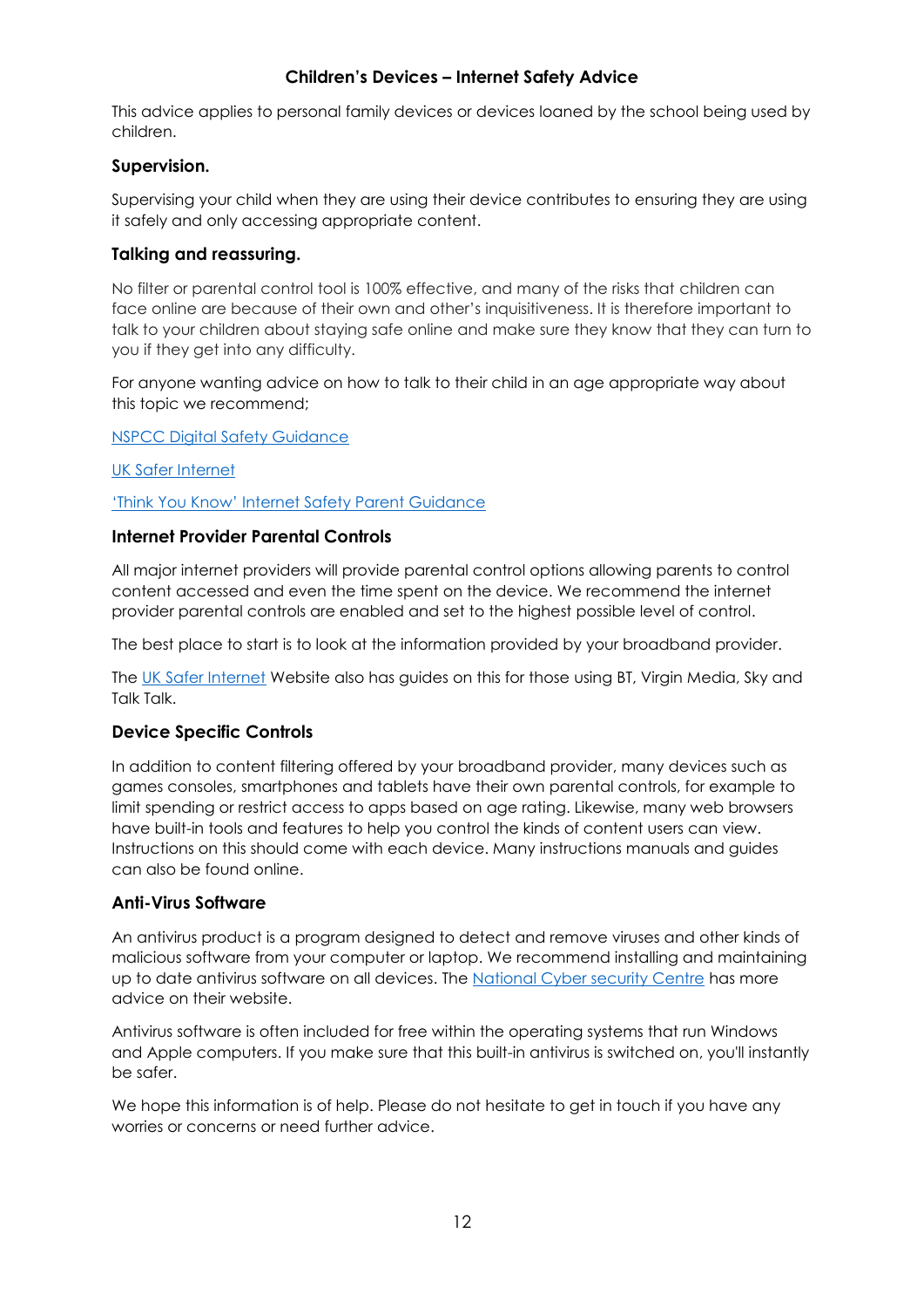# Children's Devices – Internet Safety Advice

This advice applies to personal family devices or devices loaned by the school being used by children.

## Supervision.

Supervising your child when they are using their device contributes to ensuring they are using it safely and only accessing appropriate content.

## Talking and reassuring.

No filter or parental control tool is 100% effective, and many of the risks that children can face online are because of their own and other's inquisitiveness. It is therefore important to talk to your children about staying safe online and make sure they know that they can turn to you if they get into any difficulty.

For anyone wanting advice on how to talk to their child in an age appropriate way about this topic we recommend;

NSPCC Digital Safety Guidance

UK Safer Internet

'Think You Know' Internet Safety Parent Guidance

## Internet Provider Parental Controls

All major internet providers will provide parental control options allowing parents to control content accessed and even the time spent on the device. We recommend the internet provider parental controls are enabled and set to the highest possible level of control.

The best place to start is to look at the information provided by your broadband provider.

The UK Safer Internet Website also has guides on this for those using BT, Virgin Media, Sky and Talk Talk.

## Device Specific Controls

In addition to content filtering offered by your broadband provider, many devices such as games consoles, smartphones and tablets have their own parental controls, for example to limit spending or restrict access to apps based on age rating. Likewise, many web browsers have built-in tools and features to help you control the kinds of content users can view. Instructions on this should come with each device. Many instructions manuals and guides can also be found online.

## Anti-Virus Software

An antivirus product is a program designed to detect and remove viruses and other kinds of malicious software from your computer or laptop. We recommend installing and maintaining up to date antivirus software on all devices. The National Cyber security Centre has more advice on their website.

Antivirus software is often included for free within the operating systems that run Windows and Apple computers. If you make sure that this built-in antivirus is switched on, you'll instantly be safer.

We hope this information is of help. Please do not hesitate to get in touch if you have any worries or concerns or need further advice.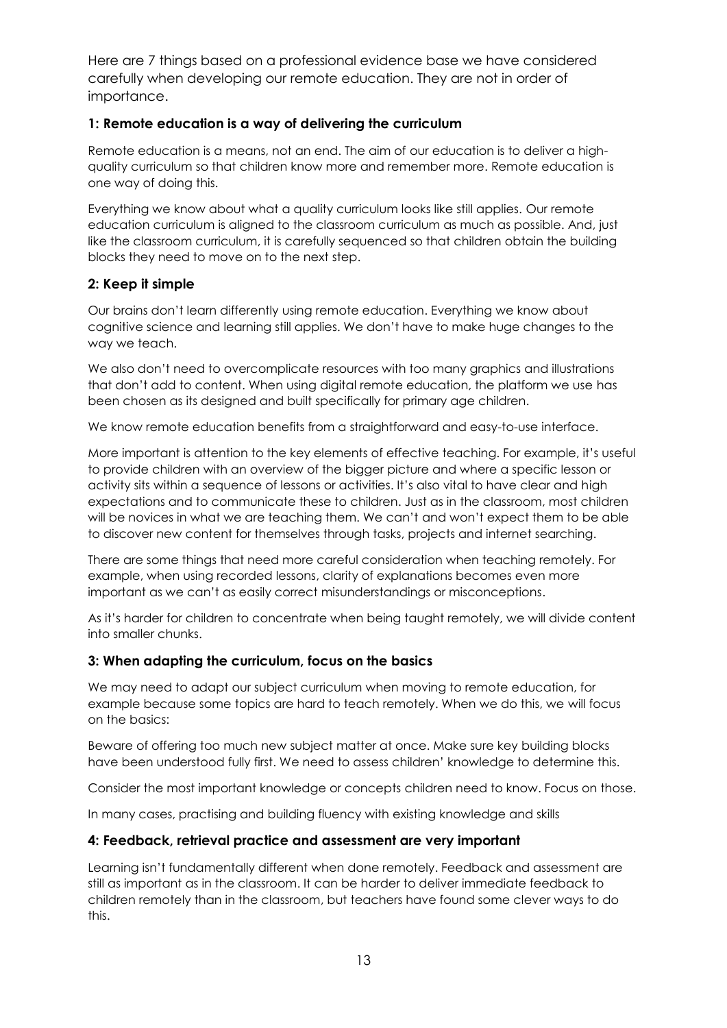Here are 7 things based on a professional evidence base we have considered carefully when developing our remote education. They are not in order of importance.

### 1: Remote education is a way of delivering the curriculum

Remote education is a means, not an end. The aim of our education is to deliver a high-quality curriculum so that children know more and remember more. Remote education is one way of doing this.

Everything we know about what a quality curriculum looks like still applies. Our remote education curriculum is aligned to the classroom curriculum as much as possible. And, just like the classroom curriculum, it is carefully sequenced so that children obtain the building blocks they need to move on to the next step.

### 2: Keep it simple

Our brains don't learn differently using remote education. Everything we know about cognitive science and learning still applies. We don't have to make huge changes to the way we teach.

We also don't need to overcomplicate resources with too many graphics and illustrations that don't add to content. When using digital remote education, the platform we use has been chosen as its designed and built specifically for primary age children.

We know remote education benefits from a straightforward and easy-to-use interface.

More important is attention to the key elements of effective teaching. For example, it's useful to provide children with an overview of the bigger picture and where a specific lesson or activity sits within a sequence of lessons or activities. It's also vital to have clear and high expectations and to communicate these to children. Just as in the classroom, most children will be novices in what we are teaching them. We can't and won't expect them to be able to discover new content for themselves through tasks, projects and internet searching.

There are some things that need more careful consideration when teaching remotely. For example, when using recorded lessons, clarity of explanations becomes even more important as we can't as easily correct misunderstandings or misconceptions.

As it's harder for children to concentrate when being taught remotely, we will divide content into smaller chunks.

### 3: When adapting the curriculum, focus on the basics

We may need to adapt our subject curriculum when moving to remote education, for example because some topics are hard to teach remotely. When we do this, we will focus on the basics:

Beware of offering too much new subject matter at once. Make sure key building blocks have been understood fully first. We need to assess children' knowledge to determine this.

Consider the most important knowledge or concepts children need to know. Focus on those.

In many cases, practising and building fluency with existing knowledge and skills

### 4: Feedback, retrieval practice and assessment are very important

Learning isn't fundamentally different when done remotely. Feedback and assessment are still as important as in the classroom. It can be harder to deliver immediate feedback to children remotely than in the classroom, but teachers have found some clever ways to do this.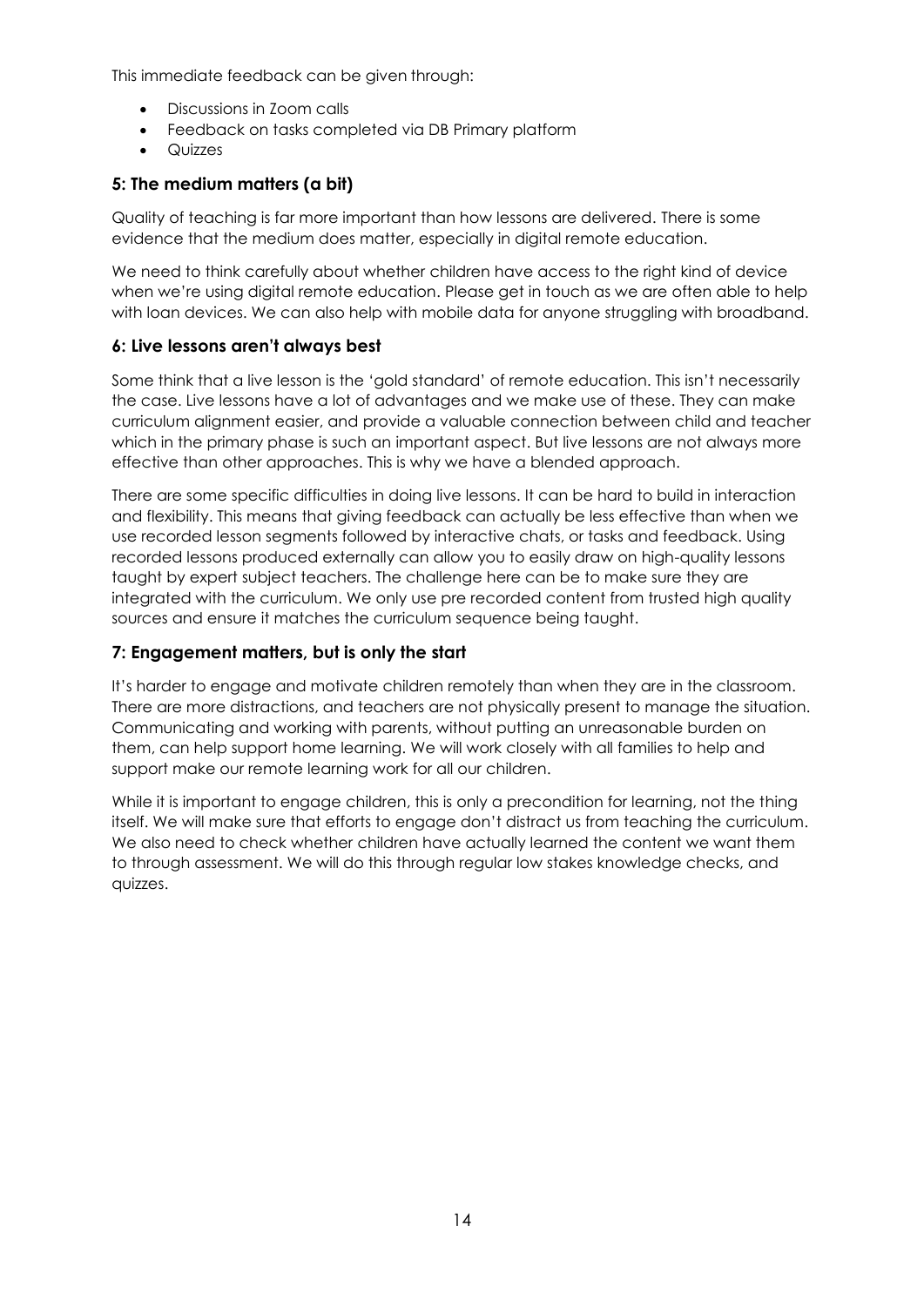This immediate feedback can be given through:

- Discussions in Zoom calls
- Feedback on tasks completed via DB Primary platform
- Quizzes

### 5: The medium matters (a bit)

Quality of teaching is far more important than how lessons are delivered. There is some evidence that the medium does matter, especially in digital remote education.

We need to think carefully about whether children have access to the right kind of device when we're using digital remote education. Please get in touch as we are often able to help with loan devices. We can also help with mobile data for anyone struggling with broadband.

### 6: Live lessons aren't always best

Some think that a live lesson is the 'gold standard' of remote education. This isn't necessarily the case. Live lessons have a lot of advantages and we make use of these. They can make curriculum alignment easier, and provide a valuable connection between child and teacher which in the primary phase is such an important aspect. But live lessons are not always more effective than other approaches. This is why we have a blended approach.

There are some specific difficulties in doing live lessons. It can be hard to build in interaction and flexibility. This means that giving feedback can actually be less effective than when we use recorded lesson segments followed by interactive chats, or tasks and feedback. Using recorded lessons produced externally can allow you to easily draw on high-quality lessons taught by expert subject teachers. The challenge here can be to make sure they are integrated with the curriculum. We only use pre recorded content from trusted high quality sources and ensure it matches the curriculum sequence being taught.

### 7: Engagement matters, but is only the start

It's harder to engage and motivate children remotely than when they are in the classroom. There are more distractions, and teachers are not physically present to manage the situation. Communicating and working with parents, without putting an unreasonable burden on them, can help support home learning. We will work closely with all families to help and support make our remote learning work for all our children.

While it is important to engage children, this is only a precondition for learning, not the thing itself. We will make sure that efforts to engage don't distract us from teaching the curriculum. We also need to check whether children have actually learned the content we want them to through assessment. We will do this through regular low stakes knowledge checks, and quizzes.